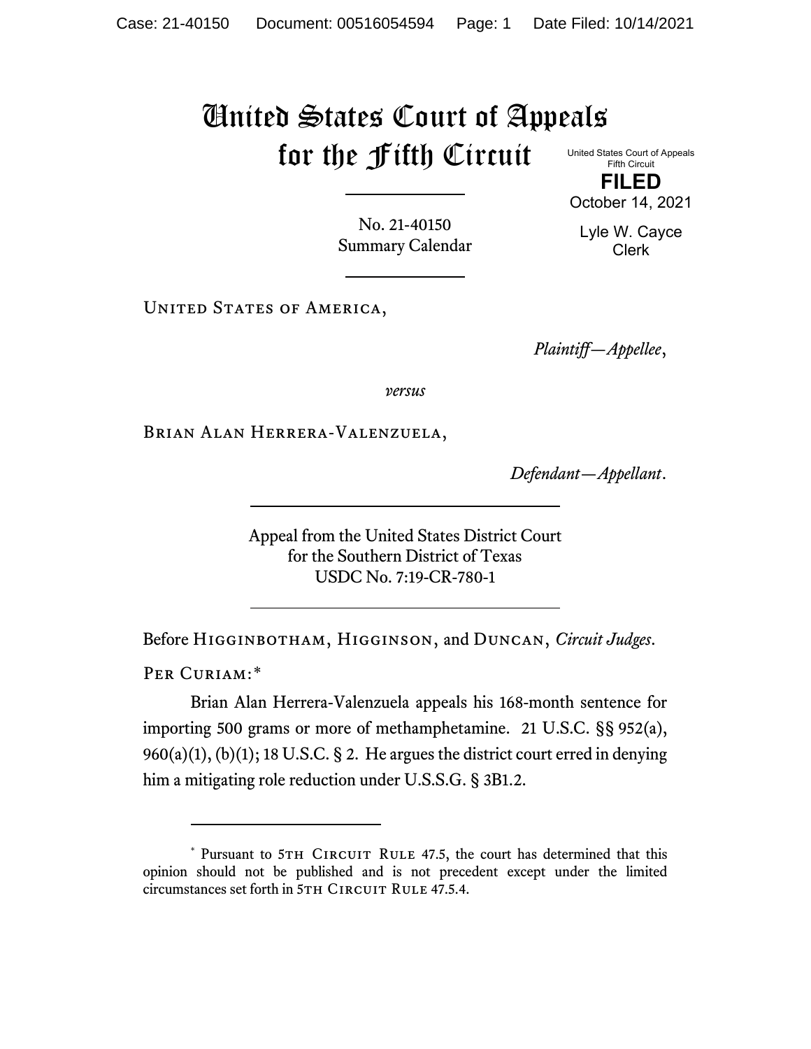# United States Court of Appeals for the Fifth Circuit

United States Court of Appeals
Fifth Circuit

**FILED**

October 14, 2021

Lyle W. Cayce
Clerk

No. 21-40150
Summary Calendar

United States of America,

*Plaintiff—Appellee*,

*versus*

Brian Alan Herrera-Valenzuela,

*Defendant—Appellant*.

Appeal from the United States District Court
for the Southern District of Texas
USDC No. 7:19-CR-780-1

Before Higginbotham, Higginson, and Duncan, *Circuit Judges*.

Per Curiam:*

Brian Alan Herrera-Valenzuela appeals his 168-month sentence for importing 500 grams or more of methamphetamine. 21 U.S.C. §§ 952(a), 960(a)(1), (b)(1); 18 U.S.C. § 2. He argues the district court erred in denying him a mitigating role reduction under U.S.S.G. § 3B1.2.

---

* Pursuant to 5th Circuit Rule 47.5, the court has determined that this opinion should not be published and is not precedent except under the limited circumstances set forth in 5th Circuit Rule 47.5.4.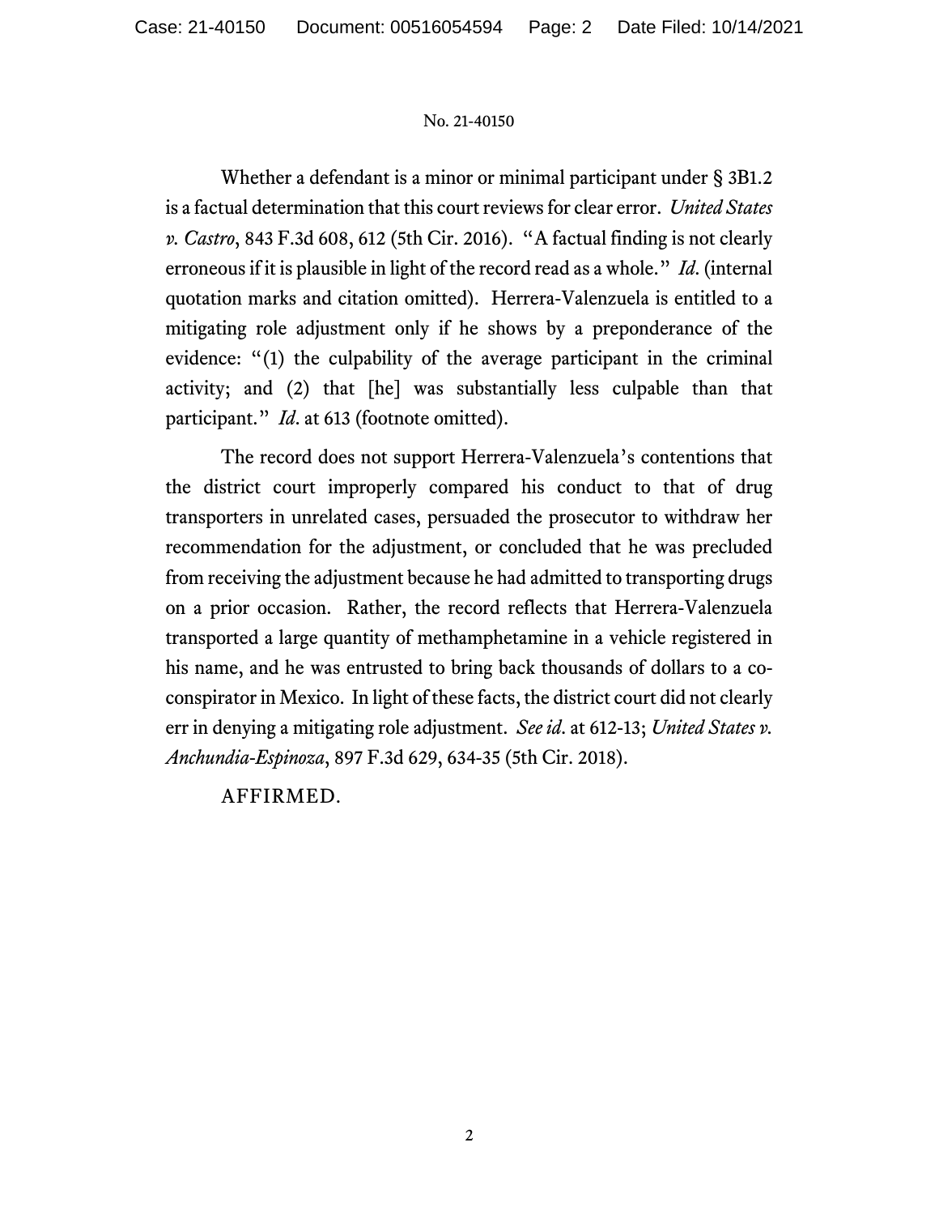Whether a defendant is a minor or minimal participant under § 3B1.2 is a factual determination that this court reviews for clear error. *United States v. Castro*, 843 F.3d 608, 612 (5th Cir. 2016). "A factual finding is not clearly erroneous if it is plausible in light of the record read as a whole." *Id*. (internal quotation marks and citation omitted). Herrera-Valenzuela is entitled to a mitigating role adjustment only if he shows by a preponderance of the evidence: "(1) the culpability of the average participant in the criminal activity; and (2) that [he] was substantially less culpable than that participant." *Id*. at 613 (footnote omitted).

The record does not support Herrera-Valenzuela's contentions that the district court improperly compared his conduct to that of drug transporters in unrelated cases, persuaded the prosecutor to withdraw her recommendation for the adjustment, or concluded that he was precluded from receiving the adjustment because he had admitted to transporting drugs on a prior occasion. Rather, the record reflects that Herrera-Valenzuela transported a large quantity of methamphetamine in a vehicle registered in his name, and he was entrusted to bring back thousands of dollars to a co-conspirator in Mexico. In light of these facts, the district court did not clearly err in denying a mitigating role adjustment. *See id*. at 612-13; *United States v. Anchundia-Espinoza*, 897 F.3d 629, 634-35 (5th Cir. 2018).

AFFIRMED.